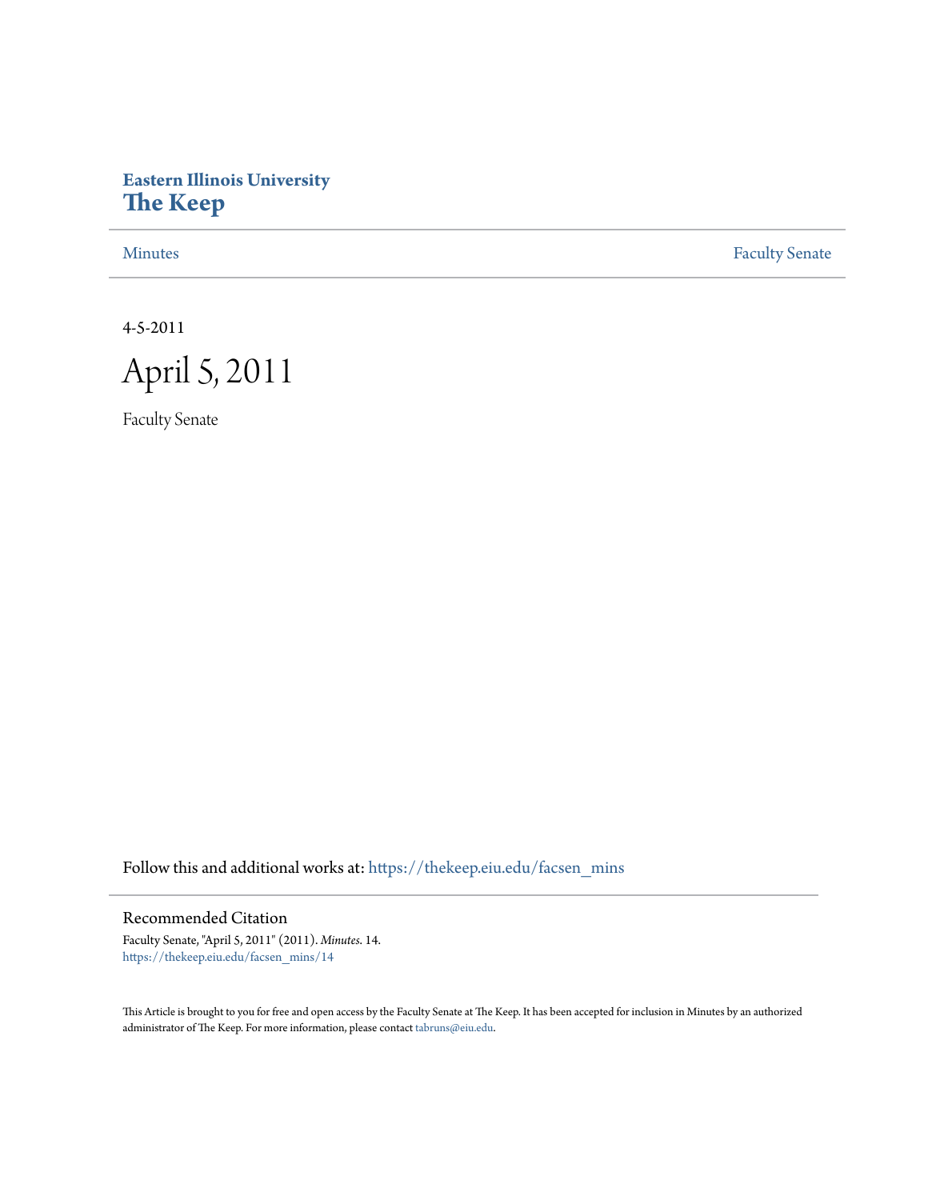Eastern Illinois University
**The Keep**

Minutes | Faculty Senate

4-5-2011

# April 5, 2011

Faculty Senate

Follow this and additional works at: https://thekeep.eiu.edu/facsen_mins

## Recommended Citation

Faculty Senate, "April 5, 2011" (2011). *Minutes*. 14.
https://thekeep.eiu.edu/facsen_mins/14

This Article is brought to you for free and open access by the Faculty Senate at The Keep. It has been accepted for inclusion in Minutes by an authorized administrator of The Keep. For more information, please contact tabruns@eiu.edu.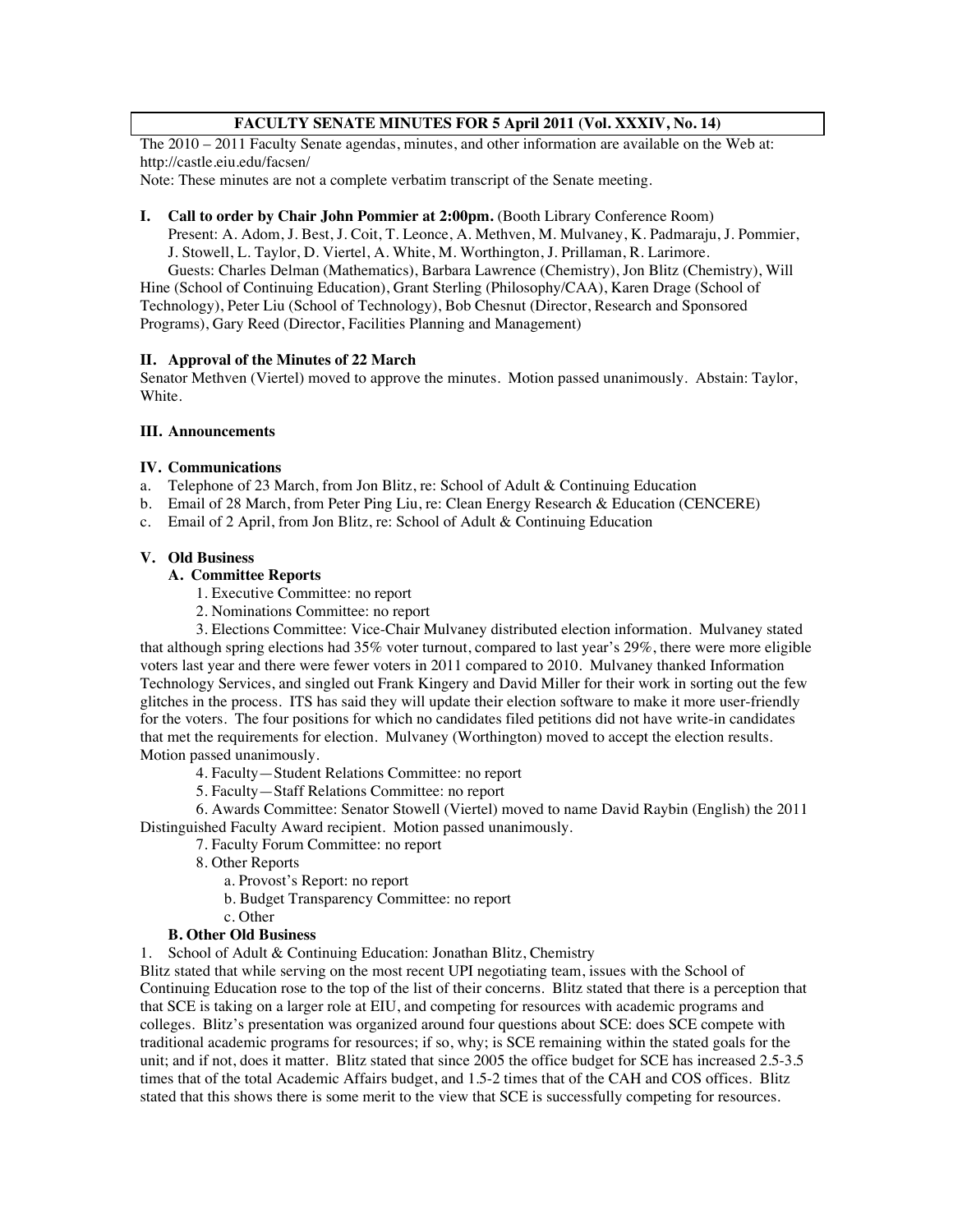**FACULTY SENATE MINUTES FOR 5 April 2011 (Vol. XXXIV, No. 14)**

The 2010 – 2011 Faculty Senate agendas, minutes, and other information are available on the Web at: http://castle.eiu.edu/facsen/

Note: These minutes are not a complete verbatim transcript of the Senate meeting.

**I. Call to order by Chair John Pommier at 2:00pm.** (Booth Library Conference Room)

Present: A. Adom, J. Best, J. Coit, T. Leonce, A. Methven, M. Mulvaney, K. Padmaraju, J. Pommier, J. Stowell, L. Taylor, D. Viertel, A. White, M. Worthington, J. Prillaman, R. Larimore.

Guests: Charles Delman (Mathematics), Barbara Lawrence (Chemistry), Jon Blitz (Chemistry), Will Hine (School of Continuing Education), Grant Sterling (Philosophy/CAA), Karen Drage (School of Technology), Peter Liu (School of Technology), Bob Chesnut (Director, Research and Sponsored Programs), Gary Reed (Director, Facilities Planning and Management)

**II. Approval of the Minutes of 22 March**

Senator Methven (Viertel) moved to approve the minutes. Motion passed unanimously. Abstain: Taylor, White.

**III. Announcements**

**IV. Communications**

a. Telephone of 23 March, from Jon Blitz, re: School of Adult & Continuing Education
b. Email of 28 March, from Peter Ping Liu, re: Clean Energy Research & Education (CENCERE)
c. Email of 2 April, from Jon Blitz, re: School of Adult & Continuing Education

**V. Old Business**

**A. Committee Reports**

1. Executive Committee: no report
2. Nominations Committee: no report
3. Elections Committee: Vice-Chair Mulvaney distributed election information. Mulvaney stated that although spring elections had 35% voter turnout, compared to last year's 29%, there were more eligible voters last year and there were fewer voters in 2011 compared to 2010. Mulvaney thanked Information Technology Services, and singled out Frank Kingery and David Miller for their work in sorting out the few glitches in the process. ITS has said they will update their election software to make it more user-friendly for the voters. The four positions for which no candidates filed petitions did not have write-in candidates that met the requirements for election. Mulvaney (Worthington) moved to accept the election results. Motion passed unanimously.
4. Faculty—Student Relations Committee: no report
5. Faculty—Staff Relations Committee: no report
6. Awards Committee: Senator Stowell (Viertel) moved to name David Raybin (English) the 2011 Distinguished Faculty Award recipient. Motion passed unanimously.
7. Faculty Forum Committee: no report
8. Other Reports
   a. Provost's Report: no report
   b. Budget Transparency Committee: no report
   c. Other

**B. Other Old Business**

1. School of Adult & Continuing Education: Jonathan Blitz, Chemistry

Blitz stated that while serving on the most recent UPI negotiating team, issues with the School of Continuing Education rose to the top of the list of their concerns. Blitz stated that there is a perception that that SCE is taking on a larger role at EIU, and competing for resources with academic programs and colleges. Blitz's presentation was organized around four questions about SCE: does SCE compete with traditional academic programs for resources; if so, why; is SCE remaining within the stated goals for the unit; and if not, does it matter. Blitz stated that since 2005 the office budget for SCE has increased 2.5-3.5 times that of the total Academic Affairs budget, and 1.5-2 times that of the CAH and COS offices. Blitz stated that this shows there is some merit to the view that SCE is successfully competing for resources.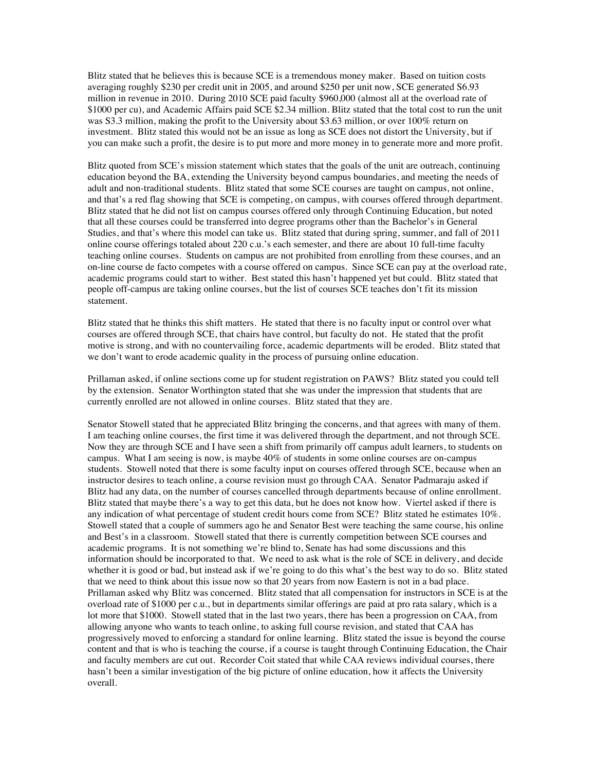Blitz stated that he believes this is because SCE is a tremendous money maker. Based on tuition costs averaging roughly $230 per credit unit in 2005, and around $250 per unit now, SCE generated S6.93 million in revenue in 2010. During 2010 SCE paid faculty $960,000 (almost all at the overload rate of $1000 per cu), and Academic Affairs paid SCE $2.34 million. Blitz stated that the total cost to run the unit was S3.3 million, making the profit to the University about $3.63 million, or over 100% return on investment. Blitz stated this would not be an issue as long as SCE does not distort the University, but if you can make such a profit, the desire is to put more and more money in to generate more and more profit.

Blitz quoted from SCE's mission statement which states that the goals of the unit are outreach, continuing education beyond the BA, extending the University beyond campus boundaries, and meeting the needs of adult and non-traditional students. Blitz stated that some SCE courses are taught on campus, not online, and that's a red flag showing that SCE is competing, on campus, with courses offered through department. Blitz stated that he did not list on campus courses offered only through Continuing Education, but noted that all these courses could be transferred into degree programs other than the Bachelor's in General Studies, and that's where this model can take us. Blitz stated that during spring, summer, and fall of 2011 online course offerings totaled about 220 c.u.'s each semester, and there are about 10 full-time faculty teaching online courses. Students on campus are not prohibited from enrolling from these courses, and an on-line course de facto competes with a course offered on campus. Since SCE can pay at the overload rate, academic programs could start to wither. Best stated this hasn't happened yet but could. Blitz stated that people off-campus are taking online courses, but the list of courses SCE teaches don't fit its mission statement.

Blitz stated that he thinks this shift matters. He stated that there is no faculty input or control over what courses are offered through SCE, that chairs have control, but faculty do not. He stated that the profit motive is strong, and with no countervailing force, academic departments will be eroded. Blitz stated that we don't want to erode academic quality in the process of pursuing online education.

Prillaman asked, if online sections come up for student registration on PAWS? Blitz stated you could tell by the extension. Senator Worthington stated that she was under the impression that students that are currently enrolled are not allowed in online courses. Blitz stated that they are.

Senator Stowell stated that he appreciated Blitz bringing the concerns, and that agrees with many of them. I am teaching online courses, the first time it was delivered through the department, and not through SCE. Now they are through SCE and I have seen a shift from primarily off campus adult learners, to students on campus. What I am seeing is now, is maybe 40% of students in some online courses are on-campus students. Stowell noted that there is some faculty input on courses offered through SCE, because when an instructor desires to teach online, a course revision must go through CAA. Senator Padmaraju asked if Blitz had any data, on the number of courses cancelled through departments because of online enrollment. Blitz stated that maybe there's a way to get this data, but he does not know how. Viertel asked if there is any indication of what percentage of student credit hours come from SCE? Blitz stated he estimates 10%. Stowell stated that a couple of summers ago he and Senator Best were teaching the same course, his online and Best's in a classroom. Stowell stated that there is currently competition between SCE courses and academic programs. It is not something we're blind to, Senate has had some discussions and this information should be incorporated to that. We need to ask what is the role of SCE in delivery, and decide whether it is good or bad, but instead ask if we're going to do this what's the best way to do so. Blitz stated that we need to think about this issue now so that 20 years from now Eastern is not in a bad place. Prillaman asked why Blitz was concerned. Blitz stated that all compensation for instructors in SCE is at the overload rate of $1000 per c.u., but in departments similar offerings are paid at pro rata salary, which is a lot more that $1000. Stowell stated that in the last two years, there has been a progression on CAA, from allowing anyone who wants to teach online, to asking full course revision, and stated that CAA has progressively moved to enforcing a standard for online learning. Blitz stated the issue is beyond the course content and that is who is teaching the course, if a course is taught through Continuing Education, the Chair and faculty members are cut out. Recorder Coit stated that while CAA reviews individual courses, there hasn't been a similar investigation of the big picture of online education, how it affects the University overall.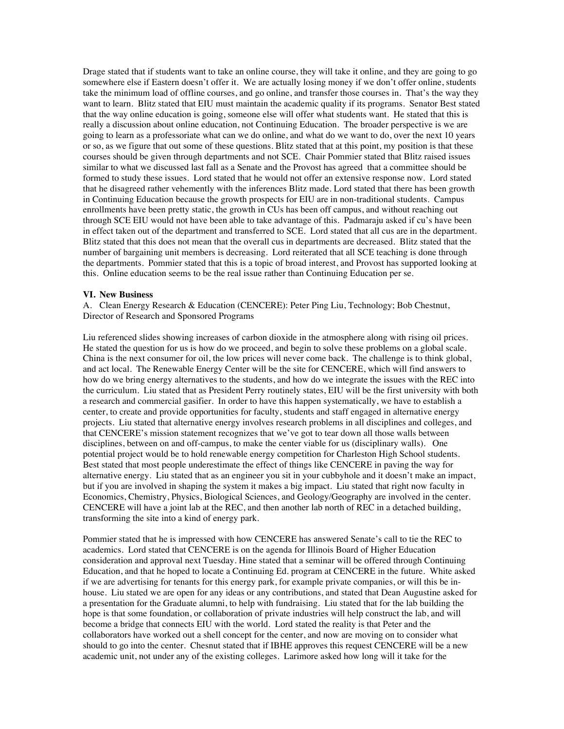Drage stated that if students want to take an online course, they will take it online, and they are going to go somewhere else if Eastern doesn't offer it. We are actually losing money if we don't offer online, students take the minimum load of offline courses, and go online, and transfer those courses in. That's the way they want to learn. Blitz stated that EIU must maintain the academic quality if its programs. Senator Best stated that the way online education is going, someone else will offer what students want. He stated that this is really a discussion about online education, not Continuing Education. The broader perspective is we are going to learn as a professoriate what can we do online, and what do we want to do, over the next 10 years or so, as we figure that out some of these questions. Blitz stated that at this point, my position is that these courses should be given through departments and not SCE. Chair Pommier stated that Blitz raised issues similar to what we discussed last fall as a Senate and the Provost has agreed that a committee should be formed to study these issues. Lord stated that he would not offer an extensive response now. Lord stated that he disagreed rather vehemently with the inferences Blitz made. Lord stated that there has been growth in Continuing Education because the growth prospects for EIU are in non-traditional students. Campus enrollments have been pretty static, the growth in CUs has been off campus, and without reaching out through SCE EIU would not have been able to take advantage of this. Padmaraju asked if cu's have been in effect taken out of the department and transferred to SCE. Lord stated that all cus are in the department. Blitz stated that this does not mean that the overall cus in departments are decreased. Blitz stated that the number of bargaining unit members is decreasing. Lord reiterated that all SCE teaching is done through the departments. Pommier stated that this is a topic of broad interest, and Provost has supported looking at this. Online education seems to be the real issue rather than Continuing Education per se.

**VI. New Business**

A. Clean Energy Research & Education (CENCERE): Peter Ping Liu, Technology; Bob Chestnut, Director of Research and Sponsored Programs

Liu referenced slides showing increases of carbon dioxide in the atmosphere along with rising oil prices. He stated the question for us is how do we proceed, and begin to solve these problems on a global scale. China is the next consumer for oil, the low prices will never come back. The challenge is to think global, and act local. The Renewable Energy Center will be the site for CENCERE, which will find answers to how do we bring energy alternatives to the students, and how do we integrate the issues with the REC into the curriculum. Liu stated that as President Perry routinely states, EIU will be the first university with both a research and commercial gasifier. In order to have this happen systematically, we have to establish a center, to create and provide opportunities for faculty, students and staff engaged in alternative energy projects. Liu stated that alternative energy involves research problems in all disciplines and colleges, and that CENCERE's mission statement recognizes that we've got to tear down all those walls between disciplines, between on and off-campus, to make the center viable for us (disciplinary walls). One potential project would be to hold renewable energy competition for Charleston High School students. Best stated that most people underestimate the effect of things like CENCERE in paving the way for alternative energy. Liu stated that as an engineer you sit in your cubbyhole and it doesn't make an impact, but if you are involved in shaping the system it makes a big impact. Liu stated that right now faculty in Economics, Chemistry, Physics, Biological Sciences, and Geology/Geography are involved in the center. CENCERE will have a joint lab at the REC, and then another lab north of REC in a detached building, transforming the site into a kind of energy park.

Pommier stated that he is impressed with how CENCERE has answered Senate's call to tie the REC to academics. Lord stated that CENCERE is on the agenda for Illinois Board of Higher Education consideration and approval next Tuesday. Hine stated that a seminar will be offered through Continuing Education, and that he hoped to locate a Continuing Ed. program at CENCERE in the future. White asked if we are advertising for tenants for this energy park, for example private companies, or will this be in-house. Liu stated we are open for any ideas or any contributions, and stated that Dean Augustine asked for a presentation for the Graduate alumni, to help with fundraising. Liu stated that for the lab building the hope is that some foundation, or collaboration of private industries will help construct the lab, and will become a bridge that connects EIU with the world. Lord stated the reality is that Peter and the collaborators have worked out a shell concept for the center, and now are moving on to consider what should to go into the center. Chesnut stated that if IBHE approves this request CENCERE will be a new academic unit, not under any of the existing colleges. Larimore asked how long will it take for the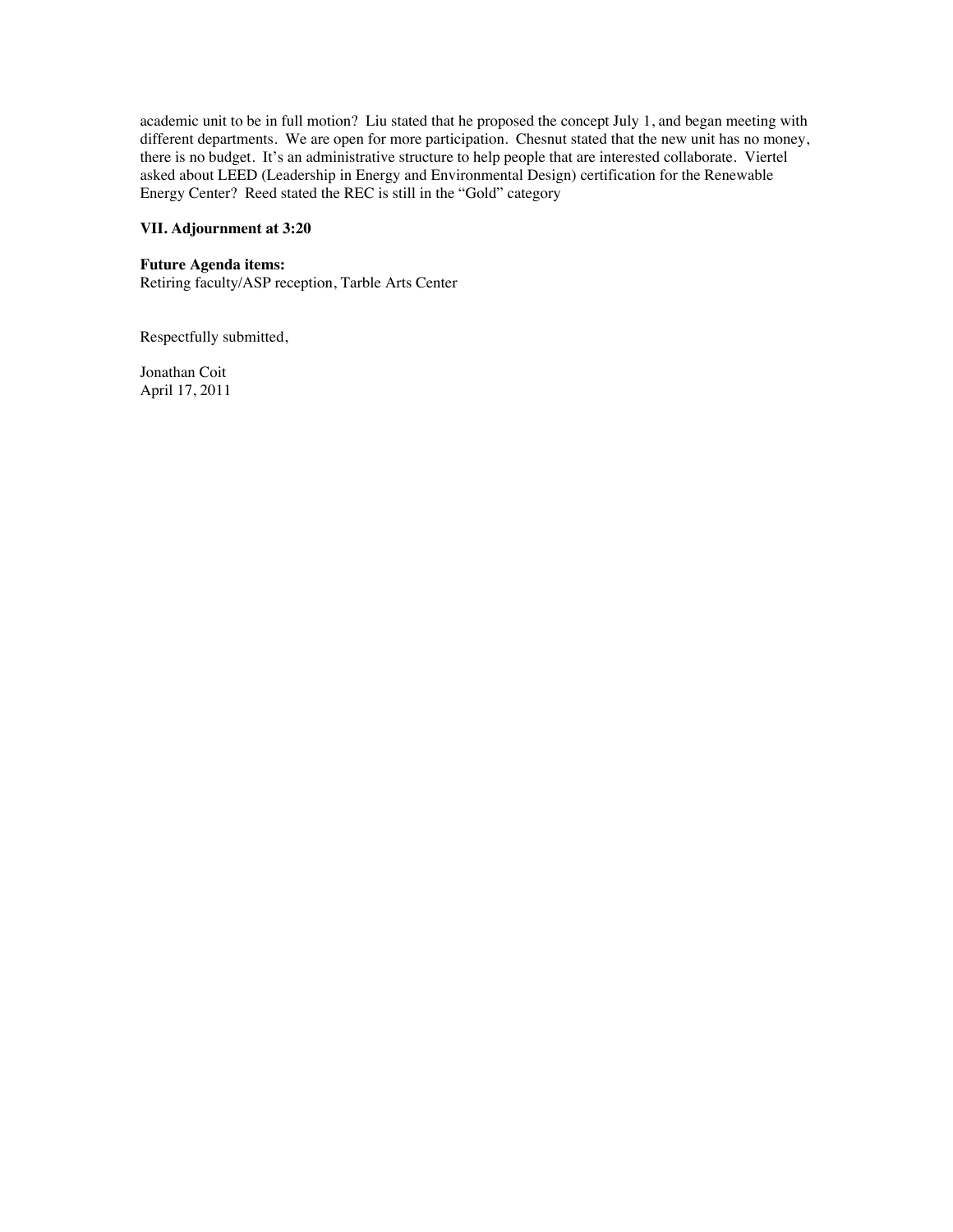academic unit to be in full motion? Liu stated that he proposed the concept July 1, and began meeting with different departments. We are open for more participation. Chesnut stated that the new unit has no money, there is no budget. It's an administrative structure to help people that are interested collaborate. Viertel asked about LEED (Leadership in Energy and Environmental Design) certification for the Renewable Energy Center? Reed stated the REC is still in the "Gold" category

**VII. Adjournment at 3:20**

**Future Agenda items:**
Retiring faculty/ASP reception, Tarble Arts Center

Respectfully submitted,

Jonathan Coit
April 17, 2011